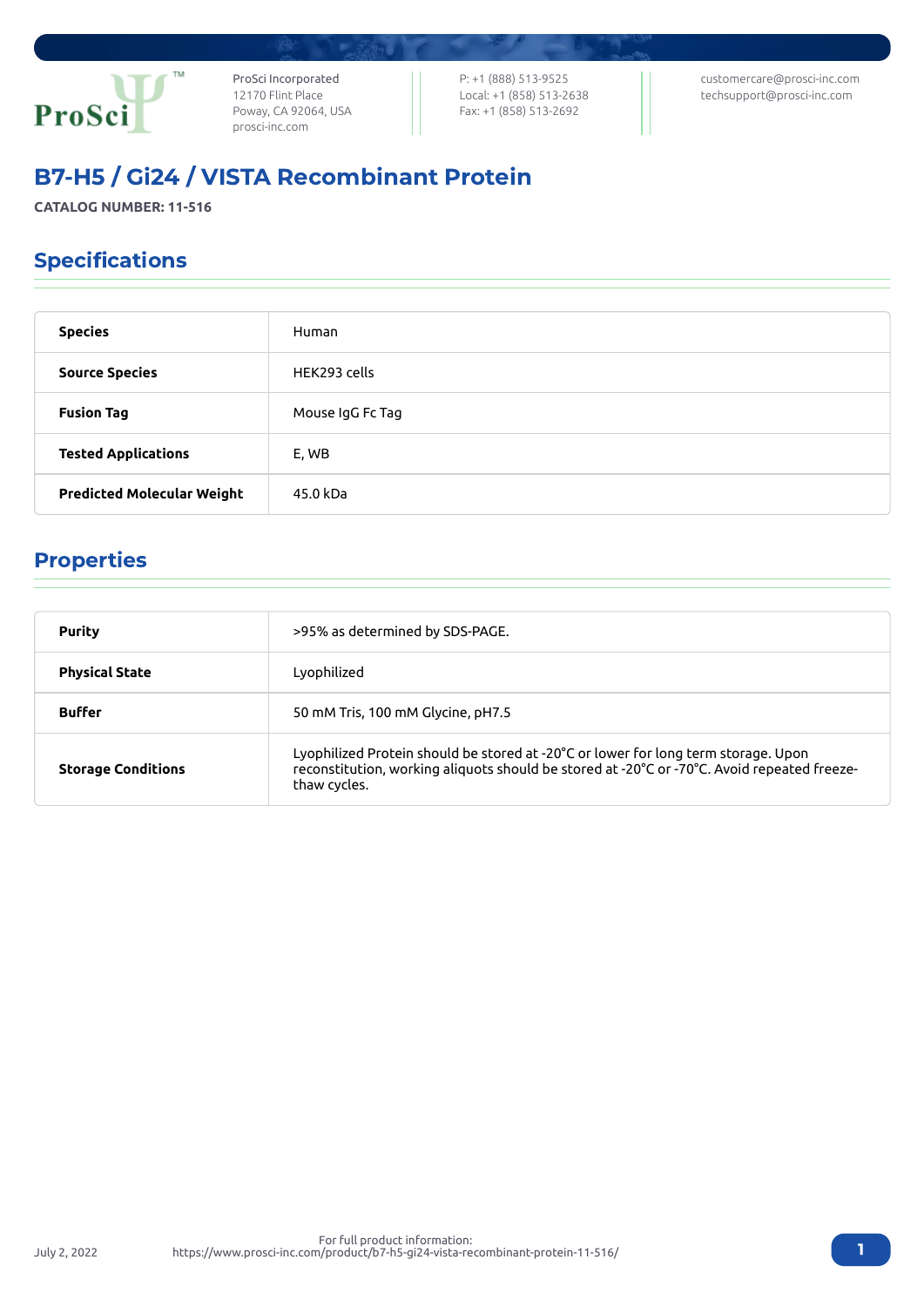ProSci Incorporated
12170 Flint Place
Poway, CA 92064, USA
prosci-inc.com

P: +1 (888) 513-9525
Local: +1 (858) 513-2638
Fax: +1 (858) 513-2692

customercare@prosci-inc.com
techsupport@prosci-inc.com

# B7-H5 / Gi24 / VISTA Recombinant Protein

**CATALOG NUMBER: 11-516**

## Specifications

| | |
|---|---|
| **Species** | Human |
| **Source Species** | HEK293 cells |
| **Fusion Tag** | Mouse IgG Fc Tag |
| **Tested Applications** | E, WB |
| **Predicted Molecular Weight** | 45.0 kDa |

## Properties

| | |
|---|---|
| **Purity** | >95% as determined by SDS-PAGE. |
| **Physical State** | Lyophilized |
| **Buffer** | 50 mM Tris, 100 mM Glycine, pH7.5 |
| **Storage Conditions** | Lyophilized Protein should be stored at -20°C or lower for long term storage. Upon reconstitution, working aliquots should be stored at -20°C or -70°C. Avoid repeated freeze-thaw cycles. |

July 2, 2022

For full product information:
https://www.prosci-inc.com/product/b7-h5-gi24-vista-recombinant-protein-11-516/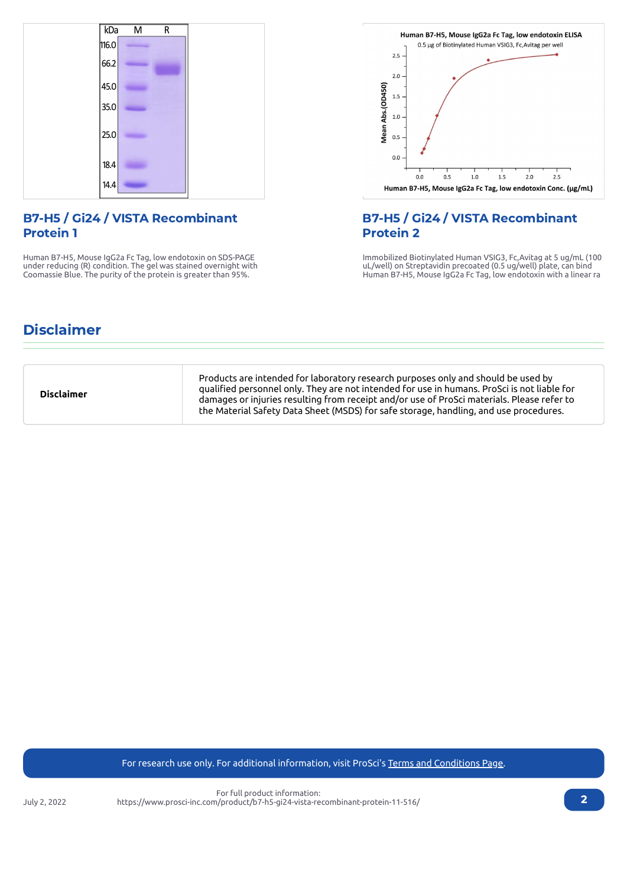kDa M R
116.0
66.2
45.0
35.0
25.0
18.4
14.4

## B7-H5 / Gi24 / VISTA Recombinant Protein 1

Human B7-H5, Mouse IgG2a Fc Tag, low endotoxin on SDS-PAGE under reducing (R) condition. The gel was stained overnight with Coomassie Blue. The purity of the protein is greater than 95%.

Human B7-H5, Mouse IgG2a Fc Tag, low endotoxin ELISA

0.5 μg of Biotinylated Human VSIG3, Fc,Avitag per well

Mean Abs.(OD450)

0.0
0.5
1.0
1.5
2.0
2.5

0.0 0.5 1.0 1.5 2.0 2.5

Human B7-H5, Mouse IgG2a Fc Tag, low endotoxin Conc. (μg/mL)

## B7-H5 / Gi24 / VISTA Recombinant Protein 2

Immobilized Biotinylated Human VSIG3, Fc,Avitag at 5 ug/mL (100 uL/well) on Streptavidin precoated (0.5 ug/well) plate, can bind Human B7-H5, Mouse IgG2a Fc Tag, low endotoxin with a linear ra

# Disclaimer

| | |
|---|---|
| **Disclaimer** | Products are intended for laboratory research purposes only and should be used by qualified personnel only. They are not intended for use in humans. ProSci is not liable for damages or injuries resulting from receipt and/or use of ProSci materials. Please refer to the Material Safety Data Sheet (MSDS) for safe storage, handling, and use procedures. |

For research use only. For additional information, visit ProSci's Terms and Conditions Page.

July 2, 2022

For full product information:
https://www.prosci-inc.com/product/b7-h5-gi24-vista-recombinant-protein-11-516/